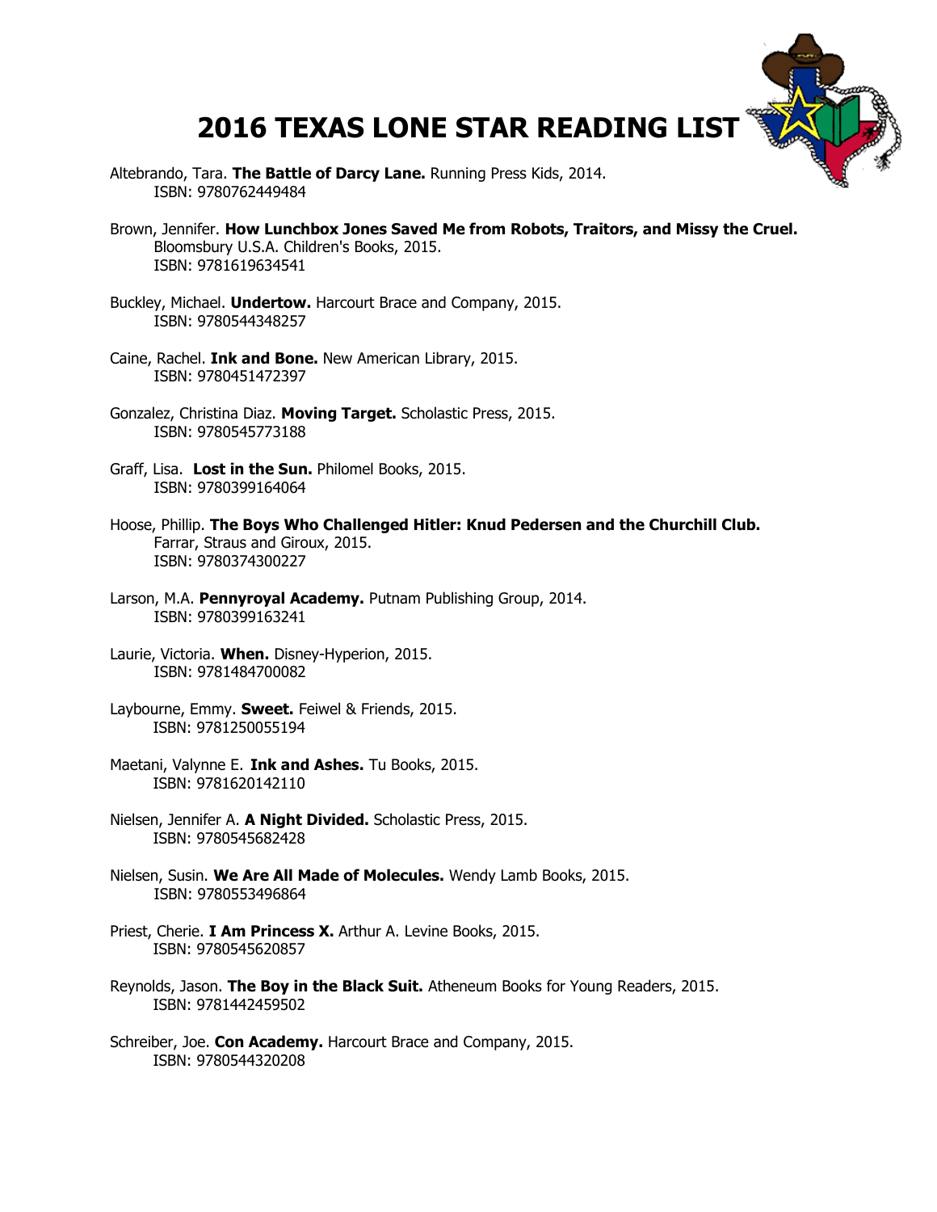# 2016 TEXAS LONE STAR READING LIST

Altebrando, Tara. **The Battle of Darcy Lane.** Running Press Kids, 2014.
ISBN: 9780762449484

Brown, Jennifer. **How Lunchbox Jones Saved Me from Robots, Traitors, and Missy the Cruel.** Bloomsbury U.S.A. Children's Books, 2015.
ISBN: 9781619634541

Buckley, Michael. **Undertow.** Harcourt Brace and Company, 2015.
ISBN: 9780544348257

Caine, Rachel. **Ink and Bone.** New American Library, 2015.
ISBN: 9780451472397

Gonzalez, Christina Diaz. **Moving Target.** Scholastic Press, 2015.
ISBN: 9780545773188

Graff, Lisa. **Lost in the Sun.** Philomel Books, 2015.
ISBN: 9780399164064

Hoose, Phillip. **The Boys Who Challenged Hitler: Knud Pedersen and the Churchill Club.** Farrar, Straus and Giroux, 2015.
ISBN: 9780374300227

Larson, M.A. **Pennyroyal Academy.** Putnam Publishing Group, 2014.
ISBN: 9780399163241

Laurie, Victoria. **When.** Disney-Hyperion, 2015.
ISBN: 9781484700082

Laybourne, Emmy. **Sweet.** Feiwel & Friends, 2015.
ISBN: 9781250055194

Maetani, Valynne E. **Ink and Ashes.** Tu Books, 2015.
ISBN: 9781620142110

Nielsen, Jennifer A. **A Night Divided.** Scholastic Press, 2015.
ISBN: 9780545682428

Nielsen, Susin. **We Are All Made of Molecules.** Wendy Lamb Books, 2015.
ISBN: 9780553496864

Priest, Cherie. **I Am Princess X.** Arthur A. Levine Books, 2015.
ISBN: 9780545620857

Reynolds, Jason. **The Boy in the Black Suit.** Atheneum Books for Young Readers, 2015.
ISBN: 9781442459502

Schreiber, Joe. **Con Academy.** Harcourt Brace and Company, 2015.
ISBN: 9780544320208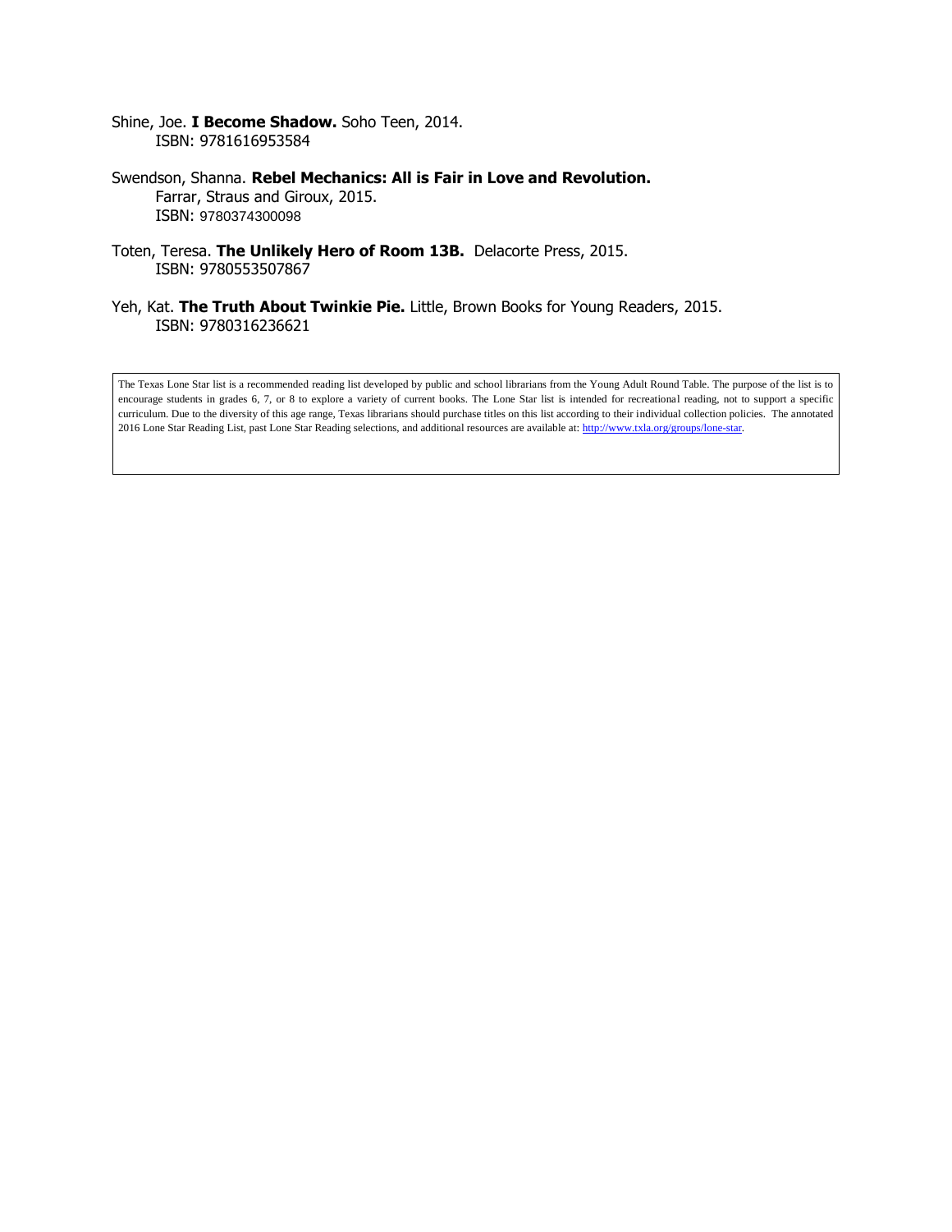Shine, Joe. **I Become Shadow.** Soho Teen, 2014.
ISBN: 9781616953584

Swendson, Shanna. **Rebel Mechanics: All is Fair in Love and Revolution.**
Farrar, Straus and Giroux, 2015.
ISBN: 9780374300098

Toten, Teresa. **The Unlikely Hero of Room 13B.** Delacorte Press, 2015.
ISBN: 9780553507867

Yeh, Kat. **The Truth About Twinkie Pie.** Little, Brown Books for Young Readers, 2015.
ISBN: 9780316236621

The Texas Lone Star list is a recommended reading list developed by public and school librarians from the Young Adult Round Table. The purpose of the list is to encourage students in grades 6, 7, or 8 to explore a variety of current books. The Lone Star list is intended for recreational reading, not to support a specific curriculum. Due to the diversity of this age range, Texas librarians should purchase titles on this list according to their individual collection policies. The annotated 2016 Lone Star Reading List, past Lone Star Reading selections, and additional resources are available at: http://www.txla.org/groups/lone-star.